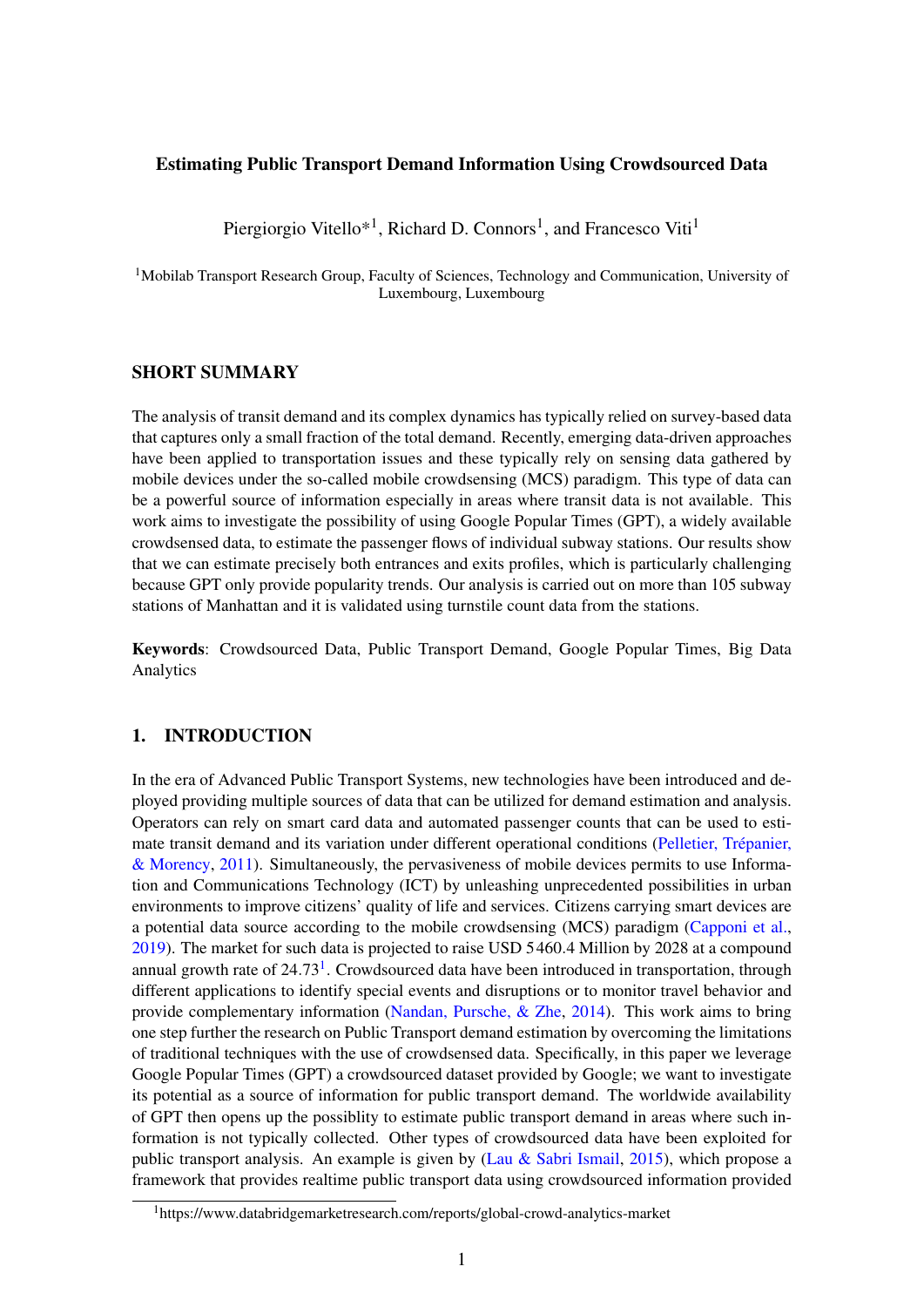# Estimating Public Transport Demand Information Using Crowdsourced Data

Piergiorgio Vitello*[1], Richard D. Connors[1], and Francesco Viti[1]

[1]Mobilab Transport Research Group, Faculty of Sciences, Technology and Communication, University of Luxembourg, Luxembourg

## SHORT SUMMARY

The analysis of transit demand and its complex dynamics has typically relied on survey-based data that captures only a small fraction of the total demand. Recently, emerging data-driven approaches have been applied to transportation issues and these typically rely on sensing data gathered by mobile devices under the so-called mobile crowdsensing (MCS) paradigm. This type of data can be a powerful source of information especially in areas where transit data is not available. This work aims to investigate the possibility of using Google Popular Times (GPT), a widely available crowdsensed data, to estimate the passenger flows of individual subway stations. Our results show that we can estimate precisely both entrances and exits profiles, which is particularly challenging because GPT only provide popularity trends. Our analysis is carried out on more than 105 subway stations of Manhattan and it is validated using turnstile count data from the stations.

**Keywords**: Crowdsourced Data, Public Transport Demand, Google Popular Times, Big Data Analytics

## 1. INTRODUCTION

In the era of Advanced Public Transport Systems, new technologies have been introduced and deployed providing multiple sources of data that can be utilized for demand estimation and analysis. Operators can rely on smart card data and automated passenger counts that can be used to estimate transit demand and its variation under different operational conditions (Pelletier, Trépanier, & Morency, 2011). Simultaneously, the pervasiveness of mobile devices permits to use Information and Communications Technology (ICT) by unleashing unprecedented possibilities in urban environments to improve citizens' quality of life and services. Citizens carrying smart devices are a potential data source according to the mobile crowdsensing (MCS) paradigm (Capponi et al., 2019). The market for such data is projected to raise USD 5460.4 Million by 2028 at a compound annual growth rate of 24.73[1]. Crowdsourced data have been introduced in transportation, through different applications to identify special events and disruptions or to monitor travel behavior and provide complementary information (Nandan, Pursche, & Zhe, 2014). This work aims to bring one step further the research on Public Transport demand estimation by overcoming the limitations of traditional techniques with the use of crowdsensed data. Specifically, in this paper we leverage Google Popular Times (GPT) a crowdsourced dataset provided by Google; we want to investigate its potential as a source of information for public transport demand. The worldwide availability of GPT then opens up the possiblity to estimate public transport demand in areas where such information is not typically collected. Other types of crowdsourced data have been exploited for public transport analysis. An example is given by (Lau & Sabri Ismail, 2015), which propose a framework that provides realtime public transport data using crowdsourced information provided

[1]https://www.databridgemarketresearch.com/reports/global-crowd-analytics-market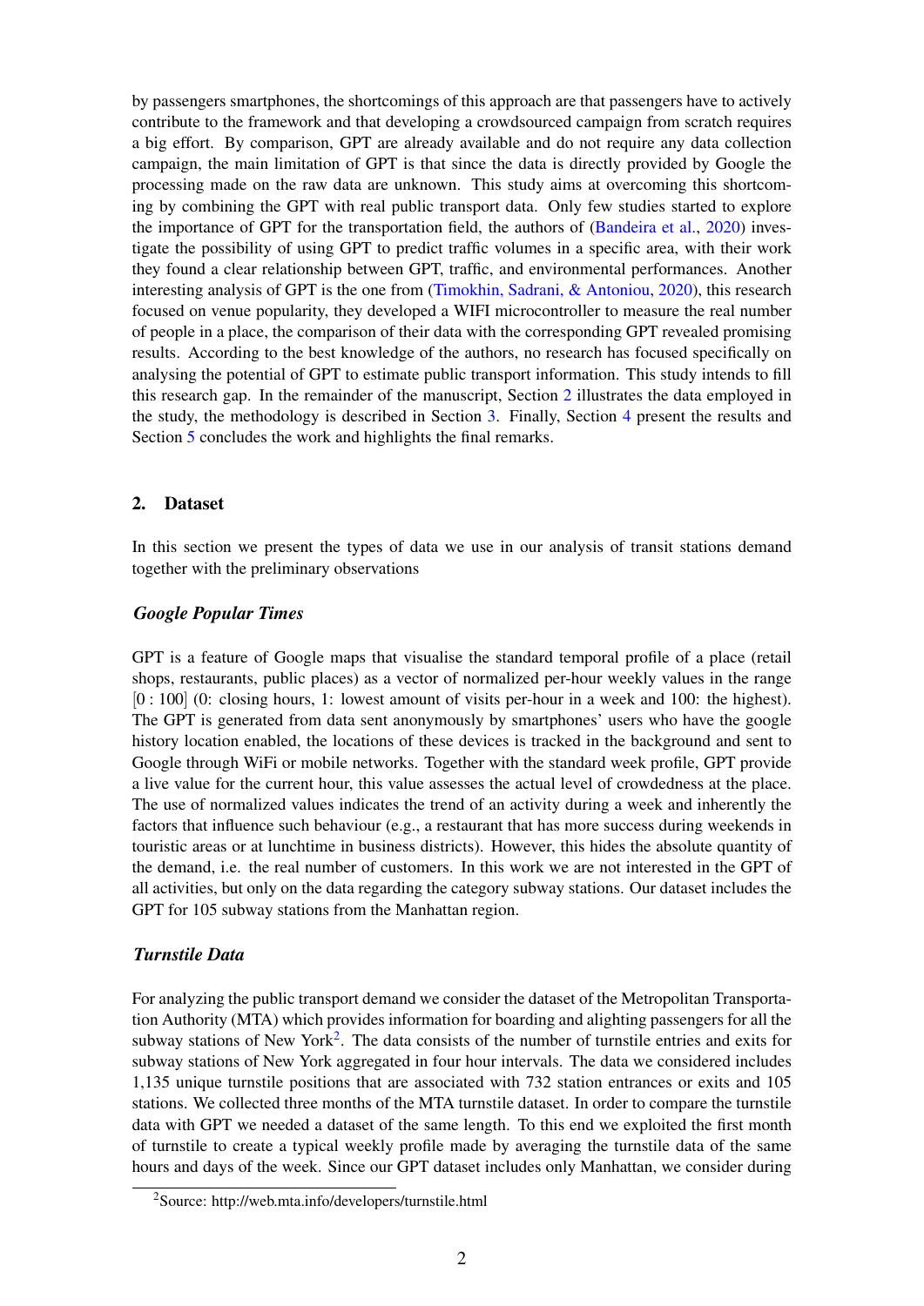by passengers smartphones, the shortcomings of this approach are that passengers have to actively contribute to the framework and that developing a crowdsourced campaign from scratch requires a big effort. By comparison, GPT are already available and do not require any data collection campaign, the main limitation of GPT is that since the data is directly provided by Google the processing made on the raw data are unknown. This study aims at overcoming this shortcoming by combining the GPT with real public transport data. Only few studies started to explore the importance of GPT for the transportation field, the authors of (Bandeira et al., 2020) investigate the possibility of using GPT to predict traffic volumes in a specific area, with their work they found a clear relationship between GPT, traffic, and environmental performances. Another interesting analysis of GPT is the one from (Timokhin, Sadrani, & Antoniou, 2020), this research focused on venue popularity, they developed a WIFI microcontroller to measure the real number of people in a place, the comparison of their data with the corresponding GPT revealed promising results. According to the best knowledge of the authors, no research has focused specifically on analysing the potential of GPT to estimate public transport information. This study intends to fill this research gap. In the remainder of the manuscript, Section 2 illustrates the data employed in the study, the methodology is described in Section 3. Finally, Section 4 present the results and Section 5 concludes the work and highlights the final remarks.

## 2. Dataset

In this section we present the types of data we use in our analysis of transit stations demand together with the preliminary observations

### *Google Popular Times*

GPT is a feature of Google maps that visualise the standard temporal profile of a place (retail shops, restaurants, public places) as a vector of normalized per-hour weekly values in the range $[0 : 100]$ (0: closing hours, 1: lowest amount of visits per-hour in a week and 100: the highest). The GPT is generated from data sent anonymously by smartphones' users who have the google history location enabled, the locations of these devices is tracked in the background and sent to Google through WiFi or mobile networks. Together with the standard week profile, GPT provide a live value for the current hour, this value assesses the actual level of crowdedness at the place. The use of normalized values indicates the trend of an activity during a week and inherently the factors that influence such behaviour (e.g., a restaurant that has more success during weekends in touristic areas or at lunchtime in business districts). However, this hides the absolute quantity of the demand, i.e. the real number of customers. In this work we are not interested in the GPT of all activities, but only on the data regarding the category subway stations. Our dataset includes the GPT for 105 subway stations from the Manhattan region.

### *Turnstile Data*

For analyzing the public transport demand we consider the dataset of the Metropolitan Transportation Authority (MTA) which provides information for boarding and alighting passengers for all the subway stations of New York[2]. The data consists of the number of turnstile entries and exits for subway stations of New York aggregated in four hour intervals. The data we considered includes 1,135 unique turnstile positions that are associated with 732 station entrances or exits and 105 stations. We collected three months of the MTA turnstile dataset. In order to compare the turnstile data with GPT we needed a dataset of the same length. To this end we exploited the first month of turnstile to create a typical weekly profile made by averaging the turnstile data of the same hours and days of the week. Since our GPT dataset includes only Manhattan, we consider during

[2]Source: http://web.mta.info/developers/turnstile.html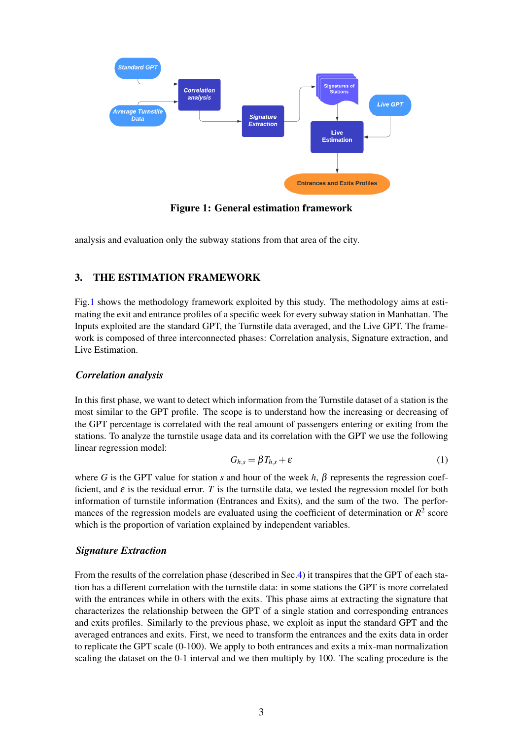Figure 1: General estimation framework

analysis and evaluation only the subway stations from that area of the city.

## 3. THE ESTIMATION FRAMEWORK

Fig.1 shows the methodology framework exploited by this study. The methodology aims at estimating the exit and entrance profiles of a specific week for every subway station in Manhattan. The Inputs exploited are the standard GPT, the Turnstile data averaged, and the Live GPT. The framework is composed of three interconnected phases: Correlation analysis, Signature extraction, and Live Estimation.

### *Correlation analysis*

In this first phase, we want to detect which information from the Turnstile dataset of a station is the most similar to the GPT profile. The scope is to understand how the increasing or decreasing of the GPT percentage is correlated with the real amount of passengers entering or exiting from the stations. To analyze the turnstile usage data and its correlation with the GPT we use the following linear regression model:

$$G_{h,s} = \beta T_{h,s} + \varepsilon \tag{1}$$

where $G$ is the GPT value for station $s$ and hour of the week $h$, $\beta$ represents the regression coefficient, and $\varepsilon$ is the residual error. $T$ is the turnstile data, we tested the regression model for both information of turnstile information (Entrances and Exits), and the sum of the two. The performances of the regression models are evaluated using the coefficient of determination or $R^2$ score which is the proportion of variation explained by independent variables.

### *Signature Extraction*

From the results of the correlation phase (described in Sec.4) it transpires that the GPT of each station has a different correlation with the turnstile data: in some stations the GPT is more correlated with the entrances while in others with the exits. This phase aims at extracting the signature that characterizes the relationship between the GPT of a single station and corresponding entrances and exits profiles. Similarly to the previous phase, we exploit as input the standard GPT and the averaged entrances and exits. First, we need to transform the entrances and the exits data in order to replicate the GPT scale (0-100). We apply to both entrances and exits a mix-man normalization scaling the dataset on the 0-1 interval and we then multiply by 100. The scaling procedure is the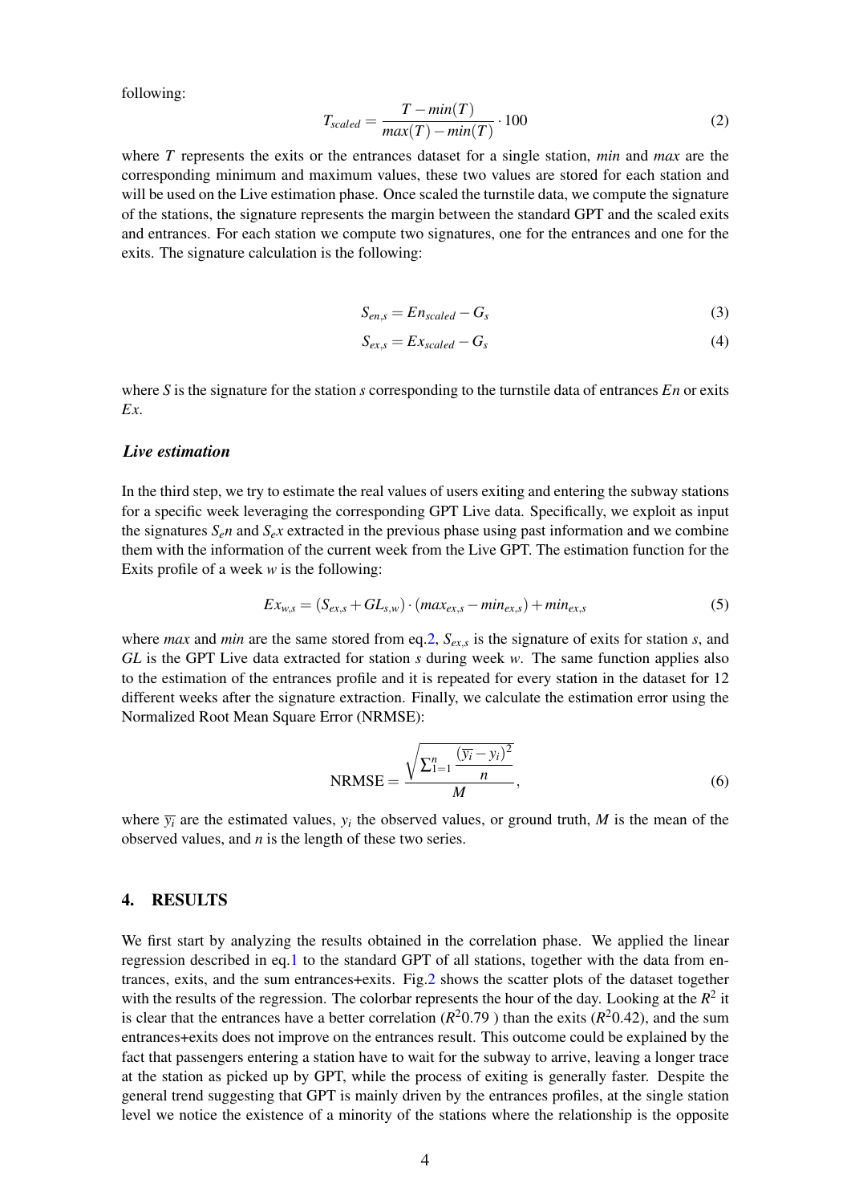following:

$$T_{scaled} = \frac{T - min(T)}{max(T) - min(T)} \cdot 100 \tag{2}$$

where $T$ represents the exits or the entrances dataset for a single station, *min* and *max* are the corresponding minimum and maximum values, these two values are stored for each station and will be used on the Live estimation phase. Once scaled the turnstile data, we compute the signature of the stations, the signature represents the margin between the standard GPT and the scaled exits and entrances. For each station we compute two signatures, one for the entrances and one for the exits. The signature calculation is the following:

$$S_{en,s} = En_{scaled} - G_s \tag{3}$$

$$S_{ex,s} = Ex_{scaled} - G_s \tag{4}$$

where $S$ is the signature for the station $s$ corresponding to the turnstile data of entrances $En$ or exits $Ex$.

### *Live estimation*

In the third step, we try to estimate the real values of users exiting and entering the subway stations for a specific week leveraging the corresponding GPT Live data. Specifically, we exploit as input the signatures $S_en$ and $S_ex$ extracted in the previous phase using past information and we combine them with the information of the current week from the Live GPT. The estimation function for the Exits profile of a week $w$ is the following:

$$Ex_{w,s} = (S_{ex,s} + GL_{s,w}) \cdot (max_{ex,s} - min_{ex,s}) + min_{ex,s} \tag{5}$$

where *max* and *min* are the same stored from eq.2, $S_{ex,s}$ is the signature of exits for station $s$, and $GL$ is the GPT Live data extracted for station $s$ during week $w$. The same function applies also to the estimation of the entrances profile and it is repeated for every station in the dataset for 12 different weeks after the signature extraction. Finally, we calculate the estimation error using the Normalized Root Mean Square Error (NRMSE):

$$\text{NRMSE} = \frac{\sqrt{\sum_{1=1}^{n} \frac{(\overline{y_i} - y_i)^2}{n}}}{M}, \tag{6}$$

where $\overline{y_i}$ are the estimated values, $y_i$ the observed values, or ground truth, $M$ is the mean of the observed values, and $n$ is the length of these two series.

## 4. RESULTS

We first start by analyzing the results obtained in the correlation phase. We applied the linear regression described in eq.1 to the standard GPT of all stations, together with the data from entrances, exits, and the sum entrances+exits. Fig.2 shows the scatter plots of the dataset together with the results of the regression. The colorbar represents the hour of the day. Looking at the $R^2$ it is clear that the entrances have a better correlation ($R^2$0.79 ) than the exits ($R^2$0.42), and the sum entrances+exits does not improve on the entrances result. This outcome could be explained by the fact that passengers entering a station have to wait for the subway to arrive, leaving a longer trace at the station as picked up by GPT, while the process of exiting is generally faster. Despite the general trend suggesting that GPT is mainly driven by the entrances profiles, at the single station level we notice the existence of a minority of the stations where the relationship is the opposite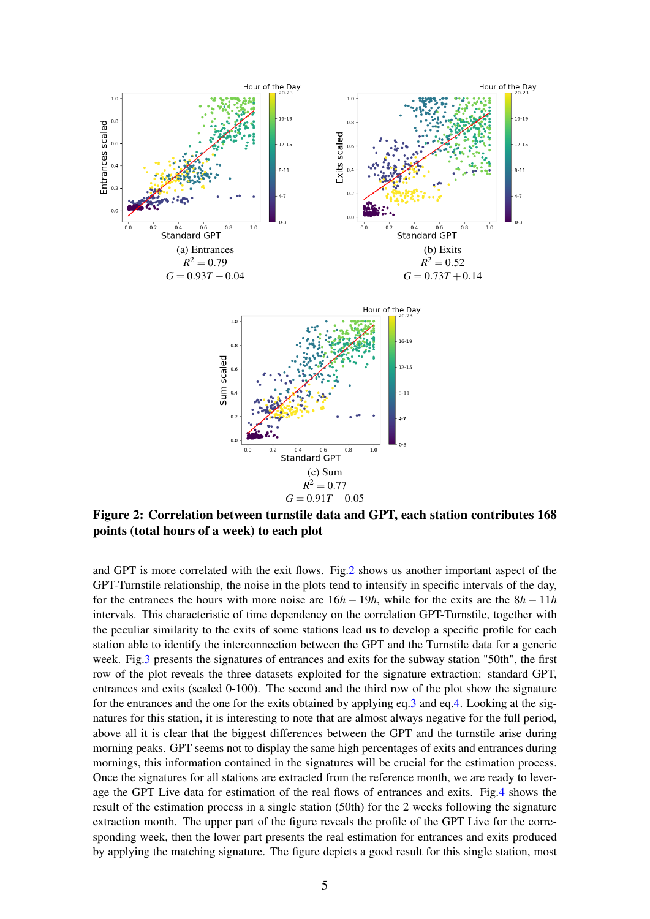(a) Entrances
$R^2 = 0.79$
$G = 0.93T - 0.04$

(b) Exits
$R^2 = 0.52$
$G = 0.73T + 0.14$

(c) Sum
$R^2 = 0.77$
$G = 0.91T + 0.05$

**Figure 2: Correlation between turnstile data and GPT, each station contributes 168 points (total hours of a week) to each plot**

and GPT is more correlated with the exit flows. Fig.2 shows us another important aspect of the GPT-Turnstile relationship, the noise in the plots tend to intensify in specific intervals of the day, for the entrances the hours with more noise are $16h - 19h$, while for the exits are the $8h - 11h$ intervals. This characteristic of time dependency on the correlation GPT-Turnstile, together with the peculiar similarity to the exits of some stations lead us to develop a specific profile for each station able to identify the interconnection between the GPT and the Turnstile data for a generic week. Fig.3 presents the signatures of entrances and exits for the subway station "50th", the first row of the plot reveals the three datasets exploited for the signature extraction: standard GPT, entrances and exits (scaled 0-100). The second and the third row of the plot show the signature for the entrances and the one for the exits obtained by applying eq.3 and eq.4. Looking at the signatures for this station, it is interesting to note that are almost always negative for the full period, above all it is clear that the biggest differences between the GPT and the turnstile arise during morning peaks. GPT seems not to display the same high percentages of exits and entrances during mornings, this information contained in the signatures will be crucial for the estimation process. Once the signatures for all stations are extracted from the reference month, we are ready to leverage the GPT Live data for estimation of the real flows of entrances and exits. Fig.4 shows the result of the estimation process in a single station (50th) for the 2 weeks following the signature extraction month. The upper part of the figure reveals the profile of the GPT Live for the corresponding week, then the lower part presents the real estimation for entrances and exits produced by applying the matching signature. The figure depicts a good result for this single station, most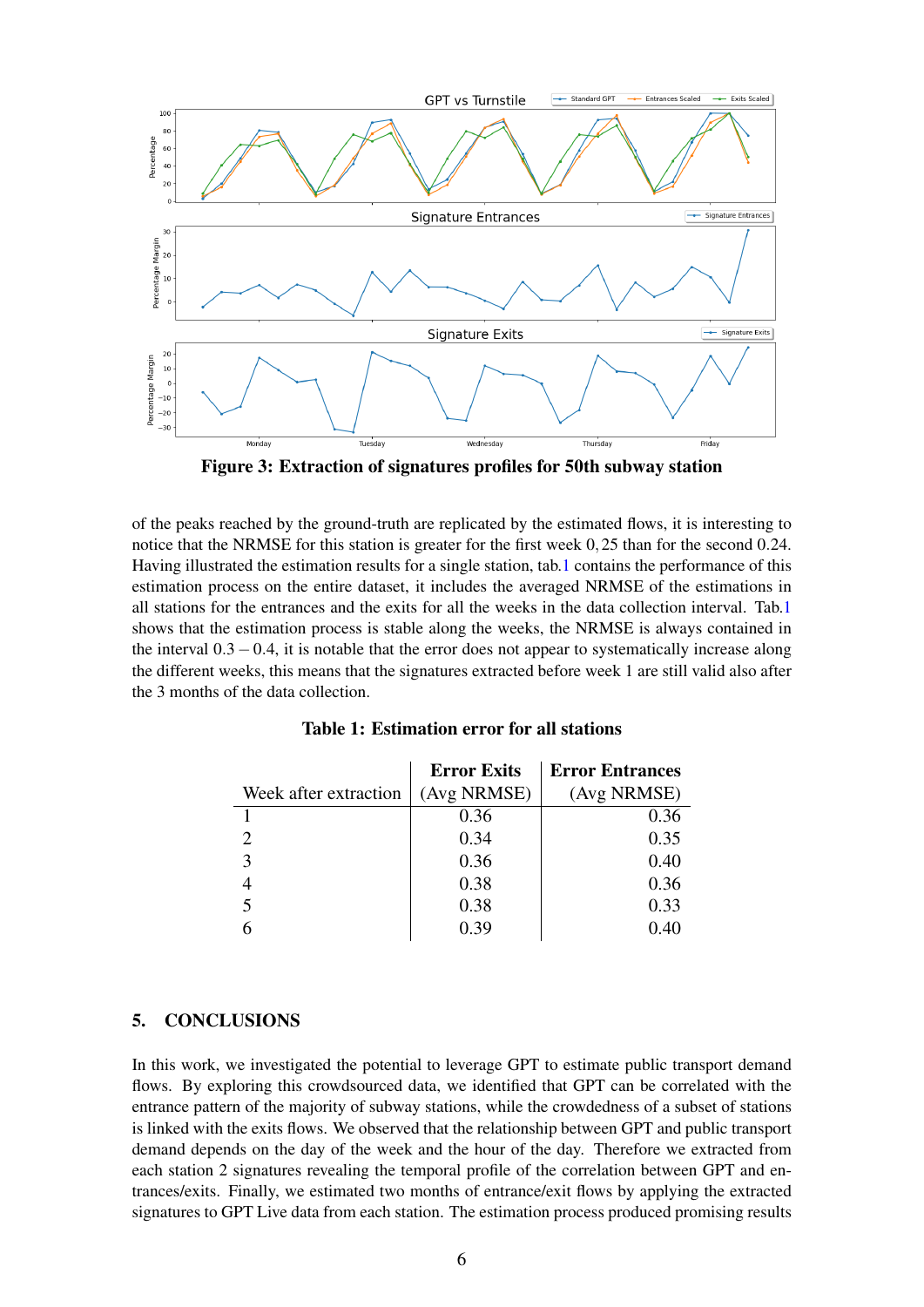**Figure 3: Extraction of signatures profiles for 50th subway station**

of the peaks reached by the ground-truth are replicated by the estimated flows, it is interesting to notice that the NRMSE for this station is greater for the first week 0,25 than for the second 0.24. Having illustrated the estimation results for a single station, tab.1 contains the performance of this estimation process on the entire dataset, it includes the averaged NRMSE of the estimations in all stations for the entrances and the exits for all the weeks in the data collection interval. Tab.1 shows that the estimation process is stable along the weeks, the NRMSE is always contained in the interval $0.3-0.4$, it is notable that the error does not appear to systematically increase along the different weeks, this means that the signatures extracted before week 1 are still valid also after the 3 months of the data collection.

**Table 1: Estimation error for all stations**

| Week after extraction | **Error Exits** (Avg NRMSE) | **Error Entrances** (Avg NRMSE) |
|---|---|---|
| 1 | 0.36 | 0.36 |
| 2 | 0.34 | 0.35 |
| 3 | 0.36 | 0.40 |
| 4 | 0.38 | 0.36 |
| 5 | 0.38 | 0.33 |
| 6 | 0.39 | 0.40 |

## 5. CONCLUSIONS

In this work, we investigated the potential to leverage GPT to estimate public transport demand flows. By exploring this crowdsourced data, we identified that GPT can be correlated with the entrance pattern of the majority of subway stations, while the crowdedness of a subset of stations is linked with the exits flows. We observed that the relationship between GPT and public transport demand depends on the day of the week and the hour of the day. Therefore we extracted from each station 2 signatures revealing the temporal profile of the correlation between GPT and entrances/exits. Finally, we estimated two months of entrance/exit flows by applying the extracted signatures to GPT Live data from each station. The estimation process produced promising results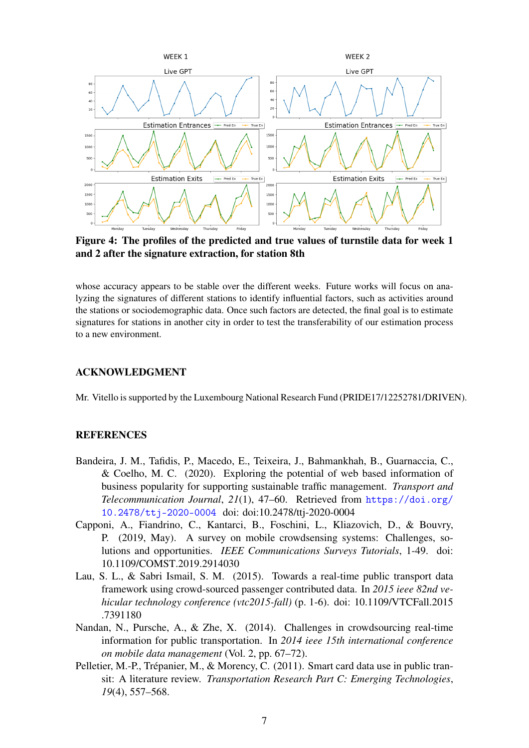**Figure 4: The profiles of the predicted and true values of turnstile data for week 1 and 2 after the signature extraction, for station 8th**

whose accuracy appears to be stable over the different weeks. Future works will focus on analyzing the signatures of different stations to identify influential factors, such as activities around the stations or sociodemographic data. Once such factors are detected, the final goal is to estimate signatures for stations in another city in order to test the transferability of our estimation process to a new environment.

## ACKNOWLEDGMENT

Mr. Vitello is supported by the Luxembourg National Research Fund (PRIDE17/12252781/DRIVEN).

## REFERENCES

Bandeira, J. M., Tafidis, P., Macedo, E., Teixeira, J., Bahmankhah, B., Guarnaccia, C., & Coelho, M. C. (2020). Exploring the potential of web based information of business popularity for supporting sustainable traffic management. *Transport and Telecommunication Journal*, *21*(1), 47–60. Retrieved from https://doi.org/10.2478/ttj-2020-0004 doi: doi:10.2478/ttj-2020-0004

Capponi, A., Fiandrino, C., Kantarci, B., Foschini, L., Kliazovich, D., & Bouvry, P. (2019, May). A survey on mobile crowdsensing systems: Challenges, solutions and opportunities. *IEEE Communications Surveys Tutorials*, 1-49. doi: 10.1109/COMST.2019.2914030

Lau, S. L., & Sabri Ismail, S. M. (2015). Towards a real-time public transport data framework using crowd-sourced passenger contributed data. In *2015 ieee 82nd vehicular technology conference (vtc2015-fall)* (p. 1-6). doi: 10.1109/VTCFall.2015.7391180

Nandan, N., Pursche, A., & Zhe, X. (2014). Challenges in crowdsourcing real-time information for public transportation. In *2014 ieee 15th international conference on mobile data management* (Vol. 2, pp. 67–72).

Pelletier, M.-P., Trépanier, M., & Morency, C. (2011). Smart card data use in public transit: A literature review. *Transportation Research Part C: Emerging Technologies*, *19*(4), 557–568.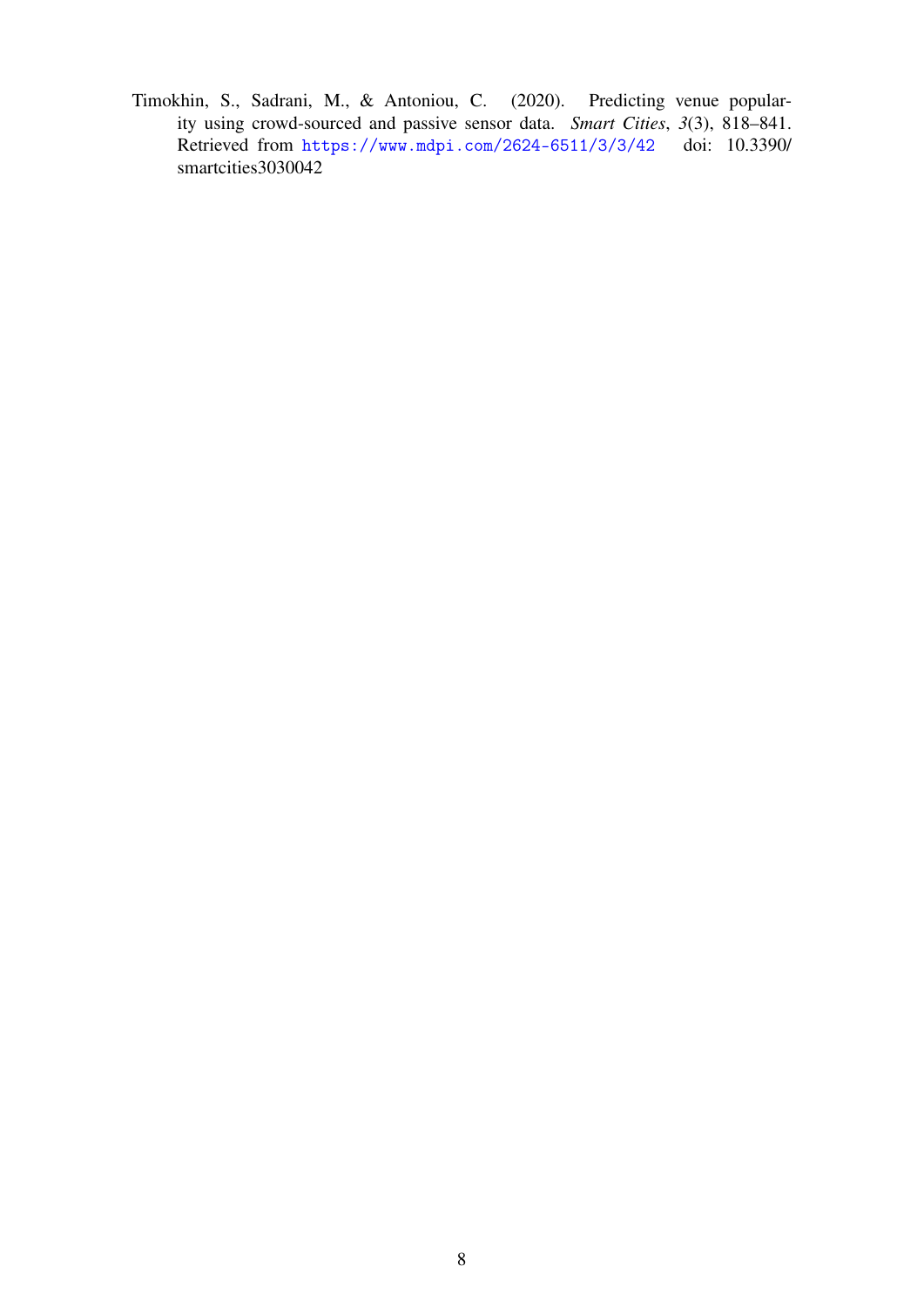Timokhin, S., Sadrani, M., & Antoniou, C. (2020). Predicting venue popularity using crowd-sourced and passive sensor data. *Smart Cities*, *3*(3), 818–841. Retrieved from https://www.mdpi.com/2624-6511/3/3/42 doi: 10.3390/smartcities3030042